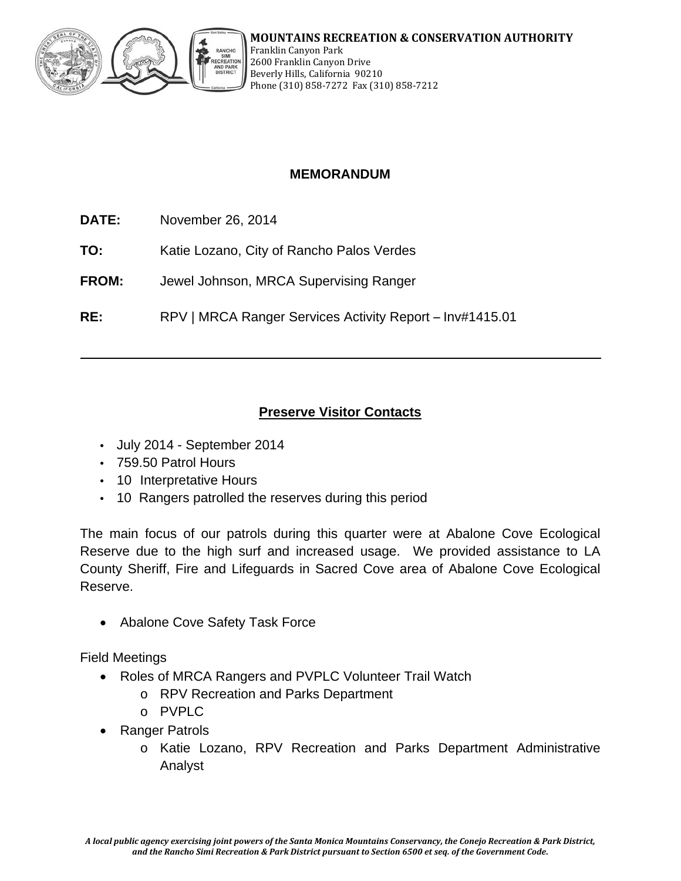**MOUNTAINS RECREATION & CONSERVATION AUTHORITY**
Franklin Canyon Park
2600 Franklin Canyon Drive
Beverly Hills, California 90210
Phone (310) 858-7272 Fax (310) 858-7212

# MEMORANDUM

**DATE:** November 26, 2014

**TO:** Katie Lozano, City of Rancho Palos Verdes

**FROM:** Jewel Johnson, MRCA Supervising Ranger

**RE:** RPV | MRCA Ranger Services Activity Report – Inv#1415.01

---

## Preserve Visitor Contacts

- July 2014 - September 2014
- 759.50 Patrol Hours
- 10 Interpretative Hours
- 10 Rangers patrolled the reserves during this period

The main focus of our patrols during this quarter were at Abalone Cove Ecological Reserve due to the high surf and increased usage. We provided assistance to LA County Sheriff, Fire and Lifeguards in Sacred Cove area of Abalone Cove Ecological Reserve.

- Abalone Cove Safety Task Force

Field Meetings

- Roles of MRCA Rangers and PVPLC Volunteer Trail Watch
  - RPV Recreation and Parks Department
  - PVPLC
- Ranger Patrols
  - Katie Lozano, RPV Recreation and Parks Department Administrative Analyst

*A local public agency exercising joint powers of the Santa Monica Mountains Conservancy, the Conejo Recreation & Park District, and the Rancho Simi Recreation & Park District pursuant to Section 6500 et seq. of the Government Code.*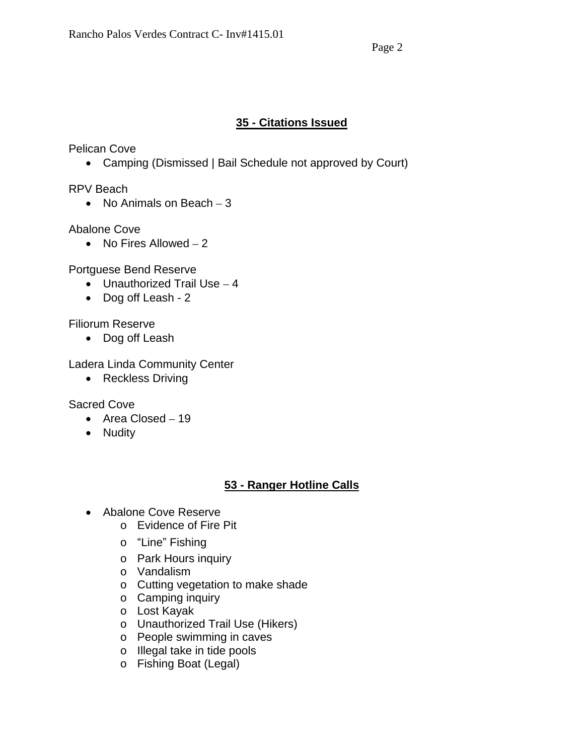## 35 - Citations Issued

Pelican Cove

- Camping (Dismissed | Bail Schedule not approved by Court)

RPV Beach

- No Animals on Beach – 3

Abalone Cove

- No Fires Allowed – 2

Portguese Bend Reserve

- Unauthorized Trail Use – 4
- Dog off Leash - 2

Filiorum Reserve

- Dog off Leash

Ladera Linda Community Center

- Reckless Driving

Sacred Cove

- Area Closed – 19
- Nudity

## 53 - Ranger Hotline Calls

- Abalone Cove Reserve
  - Evidence of Fire Pit
  - “Line” Fishing
  - Park Hours inquiry
  - Vandalism
  - Cutting vegetation to make shade
  - Camping inquiry
  - Lost Kayak
  - Unauthorized Trail Use (Hikers)
  - People swimming in caves
  - Illegal take in tide pools
  - Fishing Boat (Legal)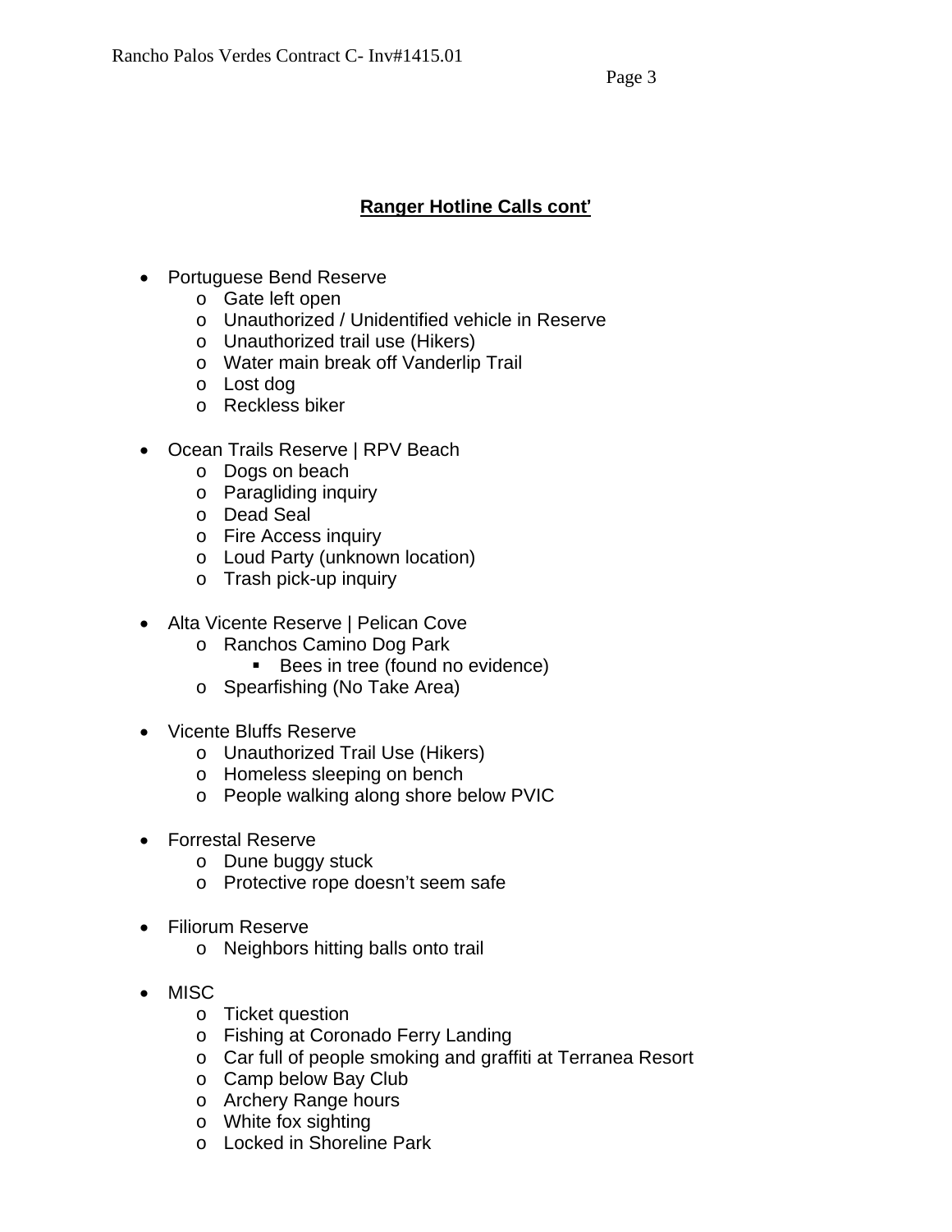## Ranger Hotline Calls cont'

- Portuguese Bend Reserve
  - Gate left open
  - Unauthorized / Unidentified vehicle in Reserve
  - Unauthorized trail use (Hikers)
  - Water main break off Vanderlip Trail
  - Lost dog
  - Reckless biker

- Ocean Trails Reserve | RPV Beach
  - Dogs on beach
  - Paragliding inquiry
  - Dead Seal
  - Fire Access inquiry
  - Loud Party (unknown location)
  - Trash pick-up inquiry

- Alta Vicente Reserve | Pelican Cove
  - Ranchos Camino Dog Park
    - Bees in tree (found no evidence)
  - Spearfishing (No Take Area)

- Vicente Bluffs Reserve
  - Unauthorized Trail Use (Hikers)
  - Homeless sleeping on bench
  - People walking along shore below PVIC

- Forrestal Reserve
  - Dune buggy stuck
  - Protective rope doesn't seem safe

- Filiorum Reserve
  - Neighbors hitting balls onto trail

- MISC
  - Ticket question
  - Fishing at Coronado Ferry Landing
  - Car full of people smoking and graffiti at Terranea Resort
  - Camp below Bay Club
  - Archery Range hours
  - White fox sighting
  - Locked in Shoreline Park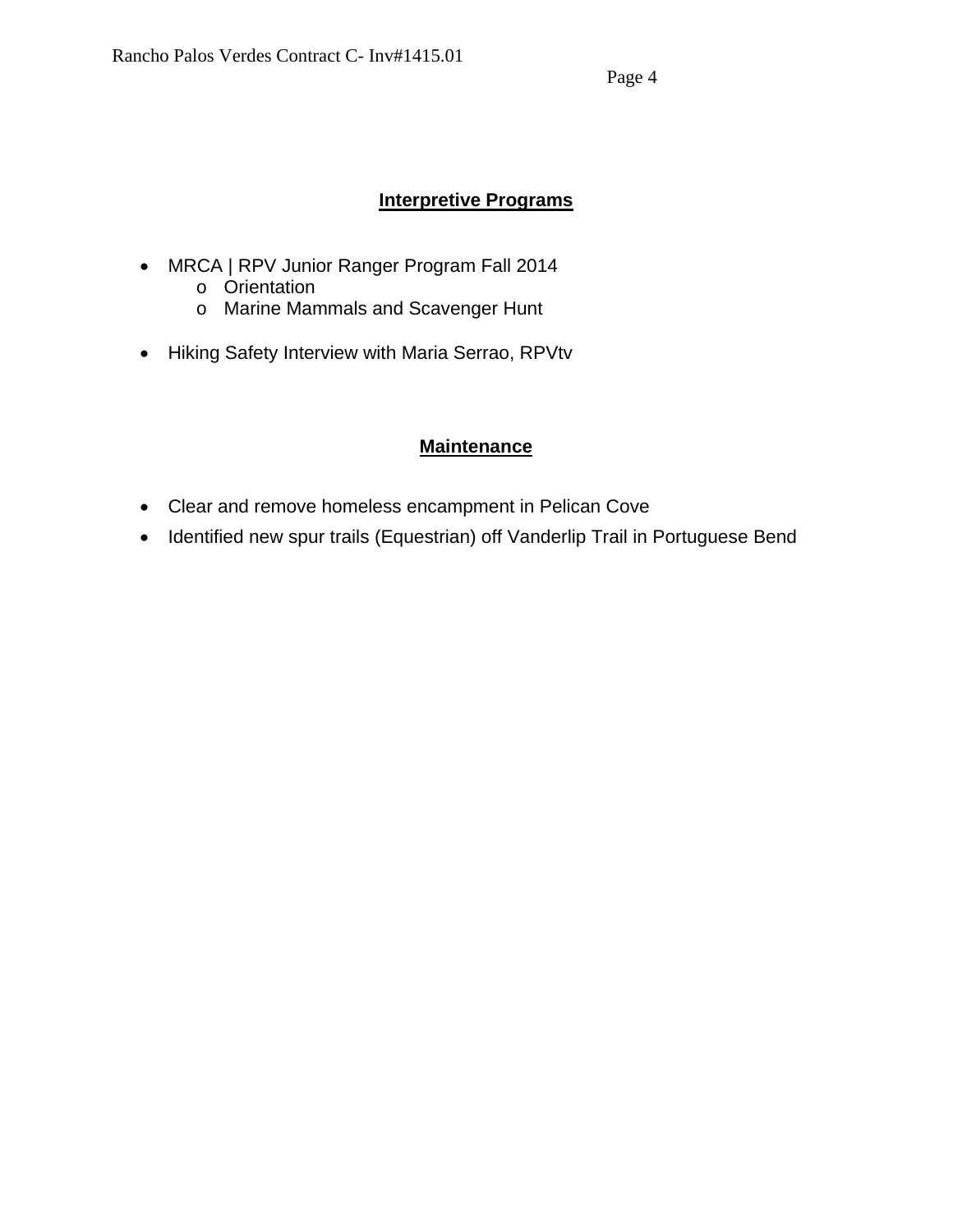## Interpretive Programs

- MRCA | RPV Junior Ranger Program Fall 2014
    - Orientation
    - Marine Mammals and Scavenger Hunt

- Hiking Safety Interview with Maria Serrao, RPVtv

## Maintenance

- Clear and remove homeless encampment in Pelican Cove
- Identified new spur trails (Equestrian) off Vanderlip Trail in Portuguese Bend